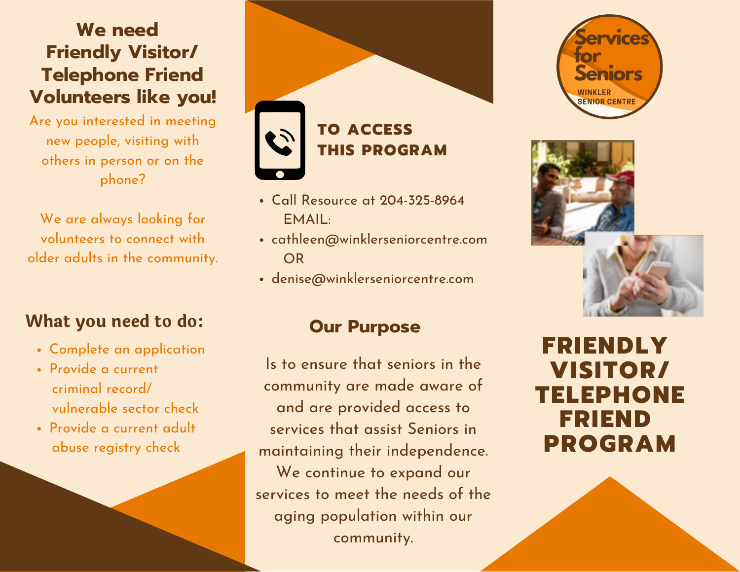## We need Friendly Visitor/ Telephone Friend Volunteers like you!

Are you interested in meeting new people, visiting with others in person or on the phone?

We are always looking for volunteers to connect with older adults in the community.

### What you need to do:

- Complete an application
- Provide a current criminal record/ vulnerable sector check
- Provide a current adult abuse registry check

### TO ACCESS THIS PROGRAM

- Call Resource at 204-325-8964  
  EMAIL:
- cathleen@winklerseniorcentre.com  
  OR
- denise@winklerseniorcentre.com

### Our Purpose

Is to ensure that seniors in the community are made aware of and are provided access to services that assist Seniors in maintaining their independence. We continue to expand our services to meet the needs of the aging population within our community.

Services for Seniors

WINKLER SENIOR CENTRE

# FRIENDLY VISITOR/ TELEPHONE FRIEND PROGRAM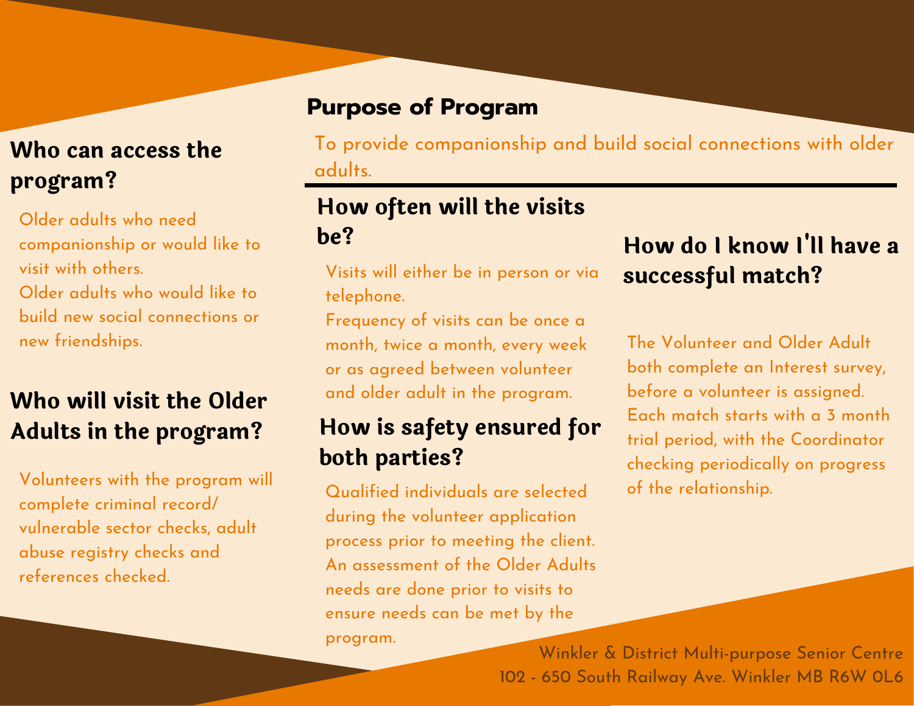## Purpose of Program

To provide companionship and build social connections with older adults.

## Who can access the program?

Older adults who need companionship or would like to visit with others.

Older adults who would like to build new social connections or new friendships.

## Who will visit the Older Adults in the program?

Volunteers with the program will complete criminal record/ vulnerable sector checks, adult abuse registry checks and references checked.

## How often will the visits be?

Visits will either be in person or via telephone.

Frequency of visits can be once a month, twice a month, every week or as agreed between volunteer and older adult in the program.

## How is safety ensured for both parties?

Qualified individuals are selected during the volunteer application process prior to meeting the client. An assessment of the Older Adults needs are done prior to visits to ensure needs can be met by the program.

## How do I know I'll have a successful match?

The Volunteer and Older Adult both complete an Interest survey, before a volunteer is assigned. Each match starts with a 3 month trial period, with the Coordinator checking periodically on progress of the relationship.

Winkler & District Multi-purpose Senior Centre
102 - 650 South Railway Ave. Winkler MB R6W 0L6